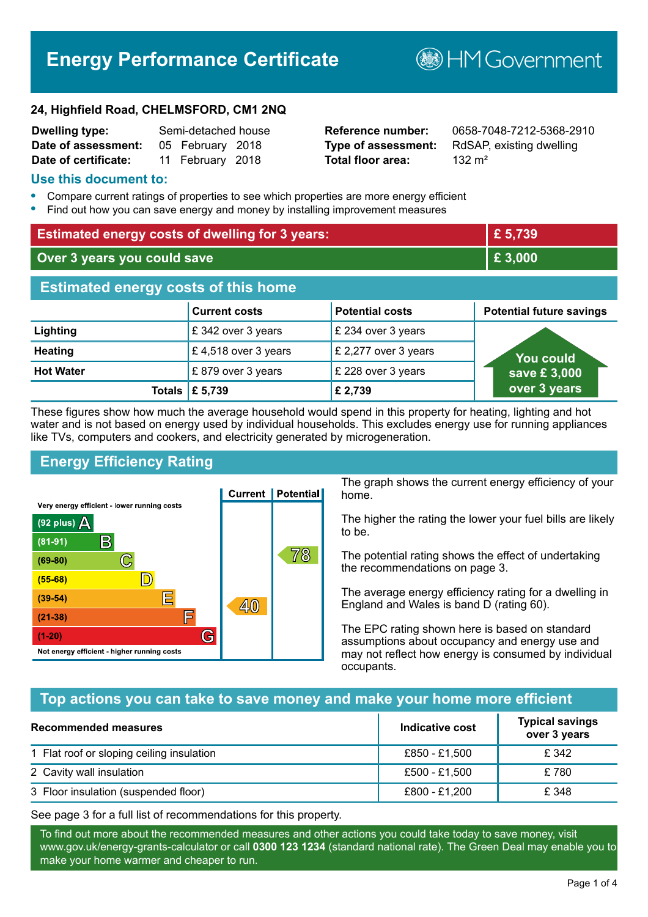# Energy Performance Certificate

HM Government

**24, Highfield Road, CHELMSFORD, CM1 2NQ**

| | | | |
|---|---|---|---|
| **Dwelling type:** | Semi-detached house | **Reference number:** | 0658-7048-7212-5368-2910 |
| **Date of assessment:** | 05 February 2018 | **Type of assessment:** | RdSAP, existing dwelling |
| **Date of certificate:** | 11 February 2018 | **Total floor area:** | 132 m² |

## Use this document to:

- Compare current ratings of properties to see which properties are more energy efficient
- Find out how you can save energy and money by installing improvement measures

| | |
|---|---|
| **Estimated energy costs of dwelling for 3 years:** | **£ 5,739** |
| **Over 3 years you could save** | **£ 3,000** |

## Estimated energy costs of this home

| | Current costs | Potential costs | Potential future savings |
|---|---|---|---|
| **Lighting** | £ 342 over 3 years | £ 234 over 3 years | You could save £ 3,000 over 3 years |
| **Heating** | £ 4,518 over 3 years | £ 2,277 over 3 years | |
| **Hot Water** | £ 879 over 3 years | £ 228 over 3 years | |
| **Totals** | **£ 5,739** | **£ 2,739** | |

These figures show how much the average household would spend in this property for heating, lighting and hot water and is not based on energy used by individual households. This excludes energy use for running appliances like TVs, computers and cookers, and electricity generated by microgeneration.

## Energy Efficiency Rating

| Rating band | Current | Potential |
|---|---|---|
| Very energy efficient - lower running costs | | |
| (92 plus) A | | |
| (81-91) B | | |
| (69-80) C | | 78 |
| (55-68) D | | |
| (39-54) E | 40 | |
| (21-38) F | | |
| (1-20) G | | |
| Not energy efficient - higher running costs | | |

The graph shows the current energy efficiency of your home.

The higher the rating the lower your fuel bills are likely to be.

The potential rating shows the effect of undertaking the recommendations on page 3.

The average energy efficiency rating for a dwelling in England and Wales is band D (rating 60).

The EPC rating shown here is based on standard assumptions about occupancy and energy use and may not reflect how energy is consumed by individual occupants.

## Top actions you can take to save money and make your home more efficient

| Recommended measures | Indicative cost | Typical savings over 3 years |
|---|---|---|
| 1 Flat roof or sloping ceiling insulation | £850 - £1,500 | £ 342 |
| 2 Cavity wall insulation | £500 - £1,500 | £ 780 |
| 3 Floor insulation (suspended floor) | £800 - £1,200 | £ 348 |

See page 3 for a full list of recommendations for this property.

To find out more about the recommended measures and other actions you could take today to save money, visit www.gov.uk/energy-grants-calculator or call **0300 123 1234** (standard national rate). The Green Deal may enable you to make your home warmer and cheaper to run.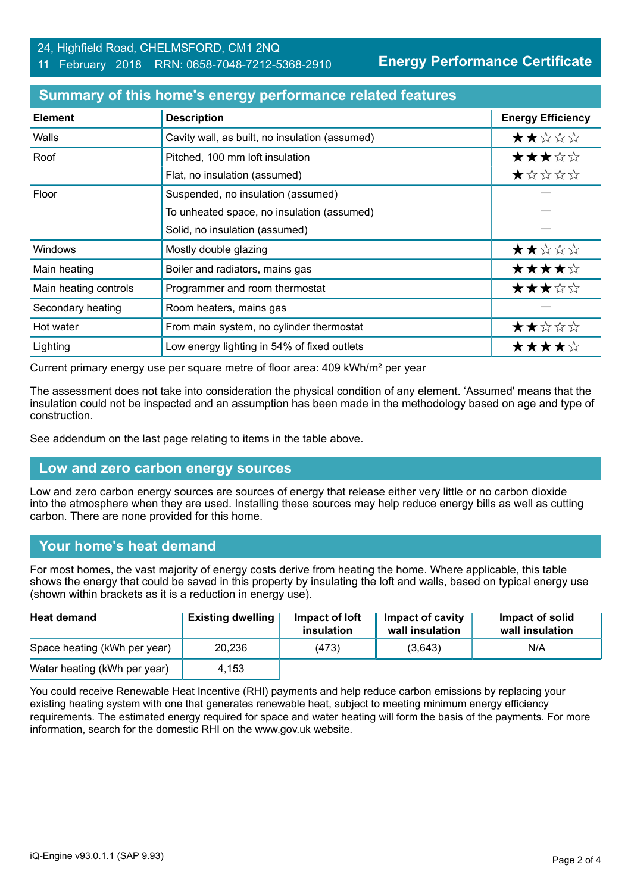24, Highfield Road, CHELMSFORD, CM1 2NQ
11 February 2018 RRN: 0658-7048-7212-5368-2910

**Energy Performance Certificate**

## Summary of this home's energy performance related features

| Element | Description | Energy Efficiency |
|---|---|---|
| Walls | Cavity wall, as built, no insulation (assumed) | ★★☆☆☆ |
| Roof | Pitched, 100 mm loft insulation | ★★★☆☆ |
| | Flat, no insulation (assumed) | ★☆☆☆☆ |
| Floor | Suspended, no insulation (assumed) | — |
| | To unheated space, no insulation (assumed) | — |
| | Solid, no insulation (assumed) | — |
| Windows | Mostly double glazing | ★★☆☆☆ |
| Main heating | Boiler and radiators, mains gas | ★★★★☆ |
| Main heating controls | Programmer and room thermostat | ★★★☆☆ |
| Secondary heating | Room heaters, mains gas | — |
| Hot water | From main system, no cylinder thermostat | ★★☆☆☆ |
| Lighting | Low energy lighting in 54% of fixed outlets | ★★★★☆ |

Current primary energy use per square metre of floor area: 409 kWh/m² per year

The assessment does not take into consideration the physical condition of any element. 'Assumed' means that the insulation could not be inspected and an assumption has been made in the methodology based on age and type of construction.

See addendum on the last page relating to items in the table above.

## Low and zero carbon energy sources

Low and zero carbon energy sources are sources of energy that release either very little or no carbon dioxide into the atmosphere when they are used. Installing these sources may help reduce energy bills as well as cutting carbon. There are none provided for this home.

## Your home's heat demand

For most homes, the vast majority of energy costs derive from heating the home. Where applicable, this table shows the energy that could be saved in this property by insulating the loft and walls, based on typical energy use (shown within brackets as it is a reduction in energy use).

| Heat demand | Existing dwelling | Impact of loft insulation | Impact of cavity wall insulation | Impact of solid wall insulation |
|---|---|---|---|---|
| Space heating (kWh per year) | 20,236 | (473) | (3,643) | N/A |
| Water heating (kWh per year) | 4,153 | | | |

You could receive Renewable Heat Incentive (RHI) payments and help reduce carbon emissions by replacing your existing heating system with one that generates renewable heat, subject to meeting minimum energy efficiency requirements. The estimated energy required for space and water heating will form the basis of the payments. For more information, search for the domestic RHI on the www.gov.uk website.

iQ-Engine v93.0.1.1 (SAP 9.93)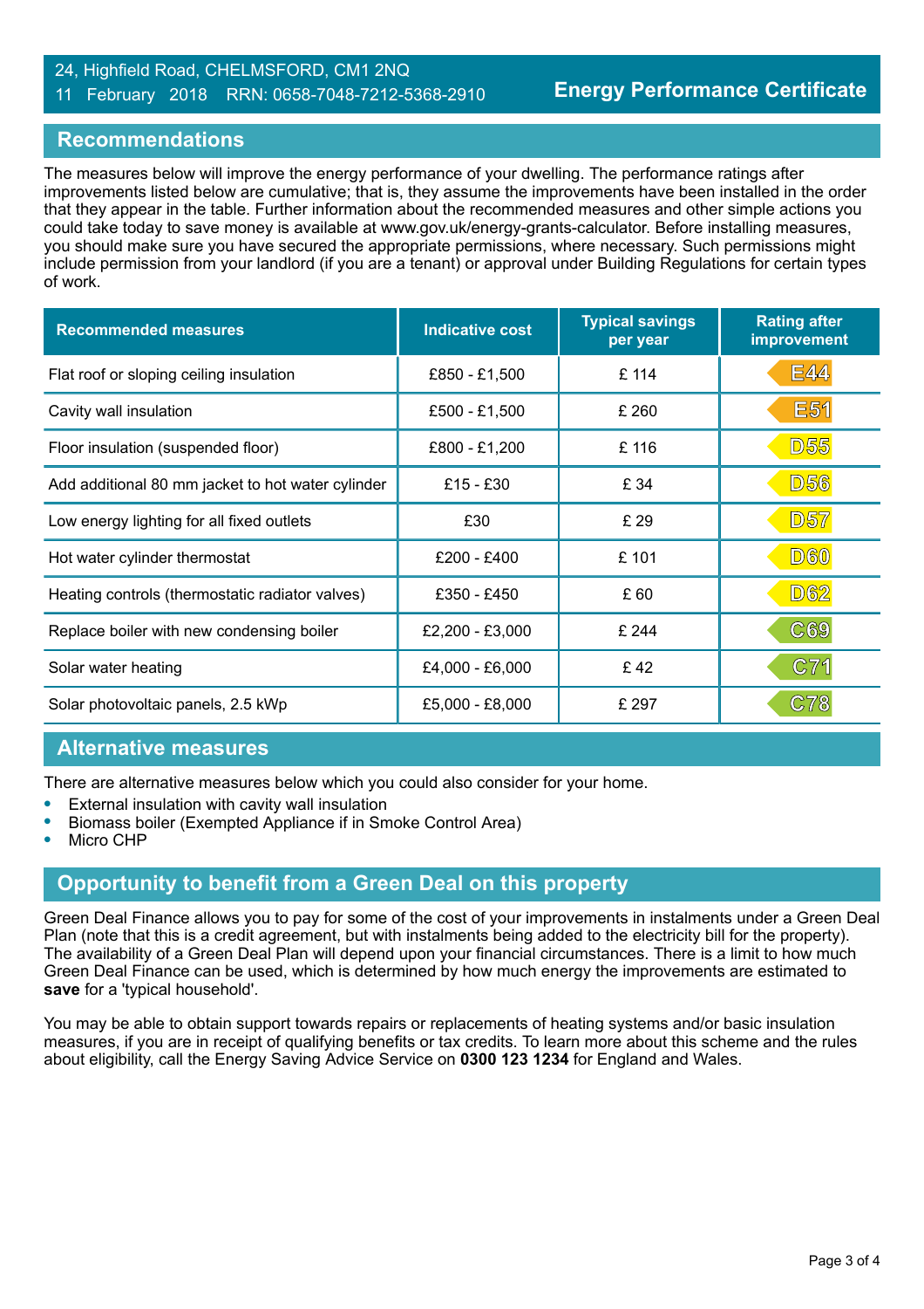24, Highfield Road, CHELMSFORD, CM1 2NQ
11 February 2018 RRN: 0658-7048-7212-5368-2910

**Energy Performance Certificate**

## Recommendations

The measures below will improve the energy performance of your dwelling. The performance ratings after improvements listed below are cumulative; that is, they assume the improvements have been installed in the order that they appear in the table. Further information about the recommended measures and other simple actions you could take today to save money is available at www.gov.uk/energy-grants-calculator. Before installing measures, you should make sure you have secured the appropriate permissions, where necessary. Such permissions might include permission from your landlord (if you are a tenant) or approval under Building Regulations for certain types of work.

| Recommended measures | Indicative cost | Typical savings per year | Rating after improvement |
|---|---|---|---|
| Flat roof or sloping ceiling insulation | £850 - £1,500 | £ 114 | E44 |
| Cavity wall insulation | £500 - £1,500 | £ 260 | E51 |
| Floor insulation (suspended floor) | £800 - £1,200 | £ 116 | D55 |
| Add additional 80 mm jacket to hot water cylinder | £15 - £30 | £ 34 | D56 |
| Low energy lighting for all fixed outlets | £30 | £ 29 | D57 |
| Hot water cylinder thermostat | £200 - £400 | £ 101 | D60 |
| Heating controls (thermostatic radiator valves) | £350 - £450 | £ 60 | D62 |
| Replace boiler with new condensing boiler | £2,200 - £3,000 | £ 244 | C69 |
| Solar water heating | £4,000 - £6,000 | £ 42 | C71 |
| Solar photovoltaic panels, 2.5 kWp | £5,000 - £8,000 | £ 297 | C78 |

## Alternative measures

There are alternative measures below which you could also consider for your home.

- External insulation with cavity wall insulation
- Biomass boiler (Exempted Appliance if in Smoke Control Area)
- Micro CHP

## Opportunity to benefit from a Green Deal on this property

Green Deal Finance allows you to pay for some of the cost of your improvements in instalments under a Green Deal Plan (note that this is a credit agreement, but with instalments being added to the electricity bill for the property). The availability of a Green Deal Plan will depend upon your financial circumstances. There is a limit to how much Green Deal Finance can be used, which is determined by how much energy the improvements are estimated to **save** for a 'typical household'.

You may be able to obtain support towards repairs or replacements of heating systems and/or basic insulation measures, if you are in receipt of qualifying benefits or tax credits. To learn more about this scheme and the rules about eligibility, call the Energy Saving Advice Service on **0300 123 1234** for England and Wales.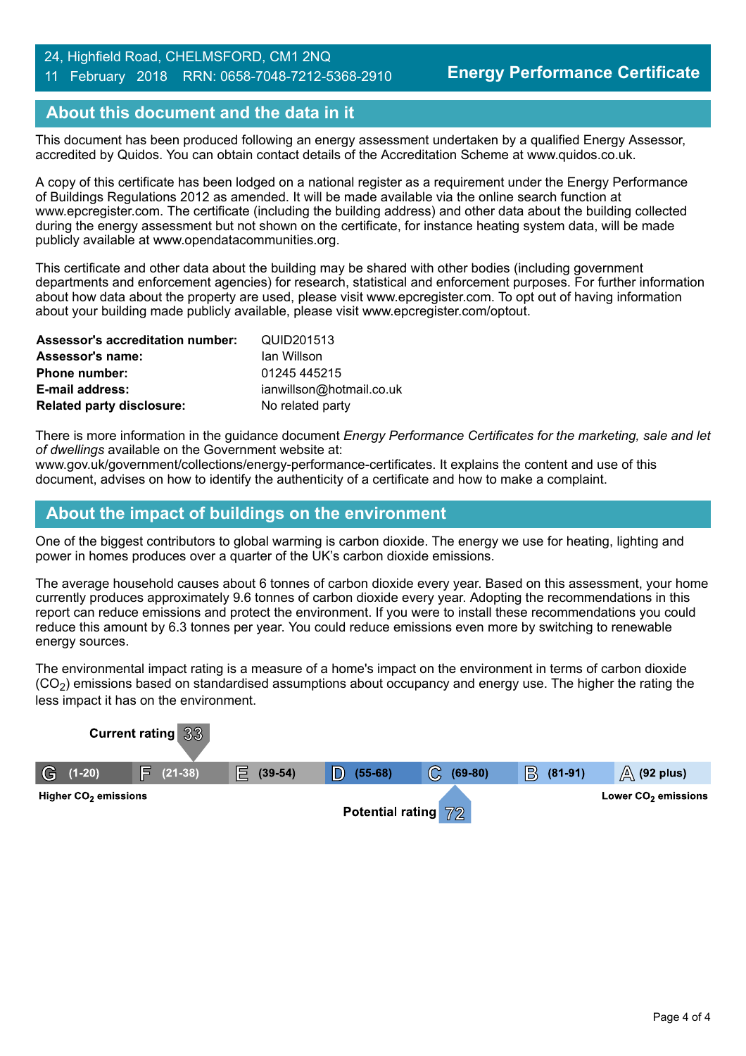24, Highfield Road, CHELMSFORD, CM1 2NQ
11 February 2018 RRN: 0658-7048-7212-5368-2910

**Energy Performance Certificate**

## About this document and the data in it

This document has been produced following an energy assessment undertaken by a qualified Energy Assessor, accredited by Quidos. You can obtain contact details of the Accreditation Scheme at www.quidos.co.uk.

A copy of this certificate has been lodged on a national register as a requirement under the Energy Performance of Buildings Regulations 2012 as amended. It will be made available via the online search function at www.epcregister.com. The certificate (including the building address) and other data about the building collected during the energy assessment but not shown on the certificate, for instance heating system data, will be made publicly available at www.opendatacommunities.org.

This certificate and other data about the building may be shared with other bodies (including government departments and enforcement agencies) for research, statistical and enforcement purposes. For further information about how data about the property are used, please visit www.epcregister.com. To opt out of having information about your building made publicly available, please visit www.epcregister.com/optout.

| | |
|---|---|
| **Assessor's accreditation number:** | QUID201513 |
| **Assessor's name:** | Ian Willson |
| **Phone number:** | 01245 445215 |
| **E-mail address:** | ianwillson@hotmail.co.uk |
| **Related party disclosure:** | No related party |

There is more information in the guidance document *Energy Performance Certificates for the marketing, sale and let of dwellings* available on the Government website at: www.gov.uk/government/collections/energy-performance-certificates. It explains the content and use of this document, advises on how to identify the authenticity of a certificate and how to make a complaint.

## About the impact of buildings on the environment

One of the biggest contributors to global warming is carbon dioxide. The energy we use for heating, lighting and power in homes produces over a quarter of the UK's carbon dioxide emissions.

The average household causes about 6 tonnes of carbon dioxide every year. Based on this assessment, your home currently produces approximately 9.6 tonnes of carbon dioxide every year. Adopting the recommendations in this report can reduce emissions and protect the environment. If you were to install these recommendations you could reduce this amount by 6.3 tonnes per year. You could reduce emissions even more by switching to renewable energy sources.

The environmental impact rating is a measure of a home's impact on the environment in terms of carbon dioxide ($CO_2$) emissions based on standardised assumptions about occupancy and energy use. The higher the rating the less impact it has on the environment.

Current rating 33

G (1-20)
F (21-38)
E (39-54)
D (55-68)
C (69-80)
B (81-91)
A (92 plus)

Higher $CO_2$ emissions

Lower $CO_2$ emissions

Potential rating 72